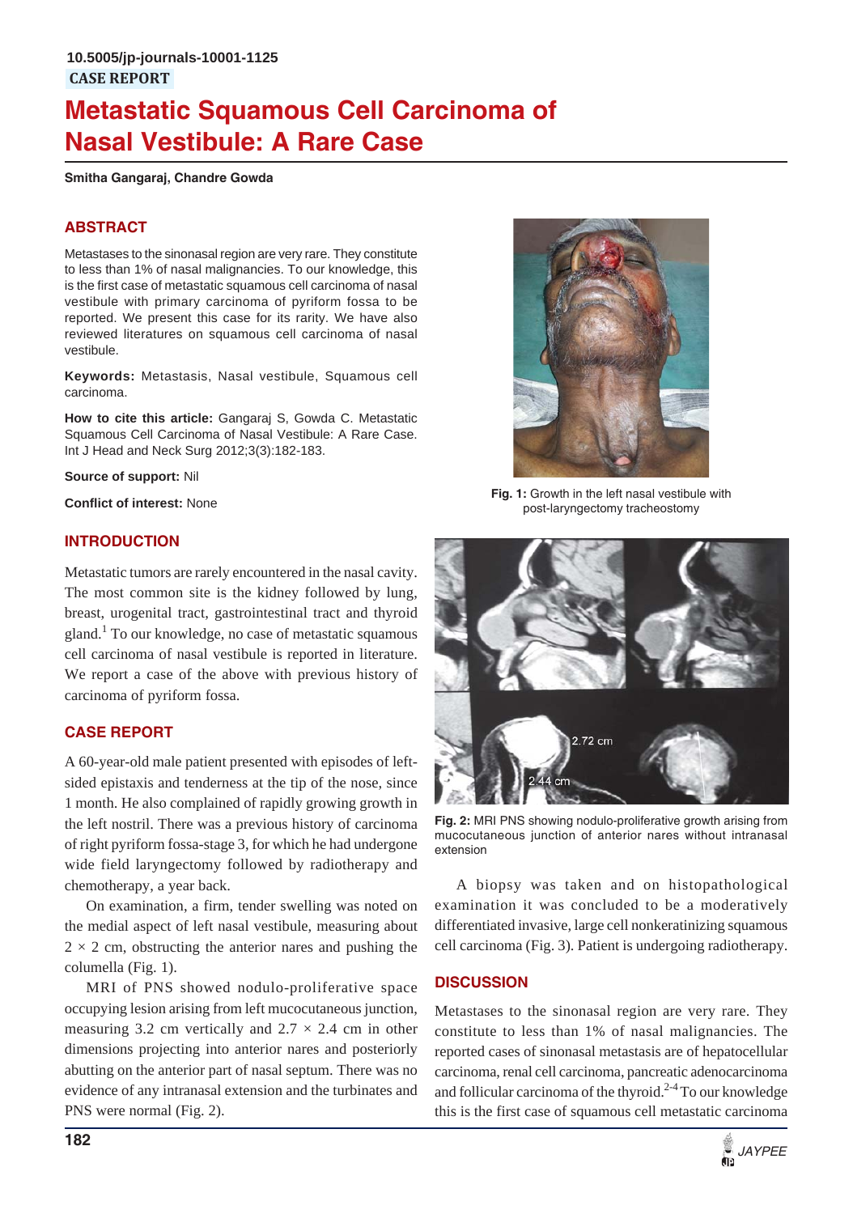10.5005/jp-journals-10001-1125

CASE REPORT

# Metastatic Squamous Cell Carcinoma of Nasal Vestibule: A Rare Case

**Smitha Gangaraj, Chandre Gowda**

## ABSTRACT

Metastases to the sinonasal region are very rare. They constitute to less than 1% of nasal malignancies. To our knowledge, this is the first case of metastatic squamous cell carcinoma of nasal vestibule with primary carcinoma of pyriform fossa to be reported. We present this case for its rarity. We have also reviewed literatures on squamous cell carcinoma of nasal vestibule.

**Keywords:** Metastasis, Nasal vestibule, Squamous cell carcinoma.

**How to cite this article:** Gangaraj S, Gowda C. Metastatic Squamous Cell Carcinoma of Nasal Vestibule: A Rare Case. Int J Head and Neck Surg 2012;3(3):182-183.

**Source of support:** Nil

**Conflict of interest:** None

**Fig. 1:** Growth in the left nasal vestibule with post-laryngectomy tracheostomy

## INTRODUCTION

Metastatic tumors are rarely encountered in the nasal cavity. The most common site is the kidney followed by lung, breast, urogenital tract, gastrointestinal tract and thyroid gland.[1] To our knowledge, no case of metastatic squamous cell carcinoma of nasal vestibule is reported in literature. We report a case of the above with previous history of carcinoma of pyriform fossa.

## CASE REPORT

A 60-year-old male patient presented with episodes of left-sided epistaxis and tenderness at the tip of the nose, since 1 month. He also complained of rapidly growing growth in the left nostril. There was a previous history of carcinoma of right pyriform fossa-stage 3, for which he had undergone wide field laryngectomy followed by radiotherapy and chemotherapy, a year back.

On examination, a firm, tender swelling was noted on the medial aspect of left nasal vestibule, measuring about 2 × 2 cm, obstructing the anterior nares and pushing the columella (Fig. 1).

MRI of PNS showed nodulo-proliferative space occupying lesion arising from left mucocutaneous junction, measuring 3.2 cm vertically and 2.7 × 2.4 cm in other dimensions projecting into anterior nares and posteriorly abutting on the anterior part of nasal septum. There was no evidence of any intranasal extension and the turbinates and PNS were normal (Fig. 2).

**Fig. 2:** MRI PNS showing nodulo-proliferative growth arising from mucocutaneous junction of anterior nares without intranasal extension

A biopsy was taken and on histopathological examination it was concluded to be a moderatively differentiated invasive, large cell nonkeratinizing squamous cell carcinoma (Fig. 3). Patient is undergoing radiotherapy.

## DISCUSSION

Metastases to the sinonasal region are very rare. They constitute to less than 1% of nasal malignancies. The reported cases of sinonasal metastasis are of hepatocellular carcinoma, renal cell carcinoma, pancreatic adenocarcinoma and follicular carcinoma of the thyroid.[2-4] To our knowledge this is the first case of squamous cell metastatic carcinoma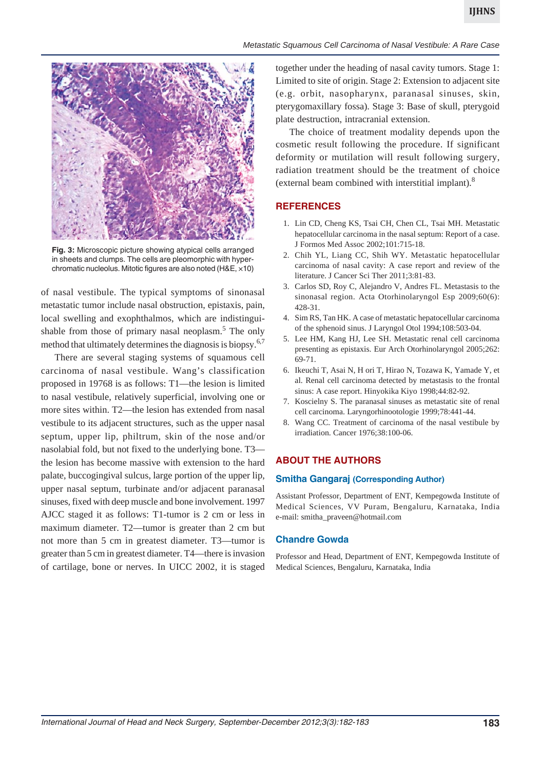**Fig. 3:** Microscopic picture showing atypical cells arranged in sheets and clumps. The cells are pleomorphic with hyperchromatic nucleolus. Mitotic figures are also noted (H&E, ×10)

of nasal vestibule. The typical symptoms of sinonasal metastatic tumor include nasal obstruction, epistaxis, pain, local swelling and exophthalmos, which are indistinguishable from those of primary nasal neoplasm.[5] The only method that ultimately determines the diagnosis is biopsy.[6,7]

There are several staging systems of squamous cell carcinoma of nasal vestibule. Wang's classification proposed in 19768 is as follows: T1—the lesion is limited to nasal vestibule, relatively superficial, involving one or more sites within. T2—the lesion has extended from nasal vestibule to its adjacent structures, such as the upper nasal septum, upper lip, philtrum, skin of the nose and/or nasolabial fold, but not fixed to the underlying bone. T3—the lesion has become massive with extension to the hard palate, buccogingival sulcus, large portion of the upper lip, upper nasal septum, turbinate and/or adjacent paranasal sinuses, fixed with deep muscle and bone involvement. 1997 AJCC staged it as follows: T1-tumor is 2 cm or less in maximum diameter. T2—tumor is greater than 2 cm but not more than 5 cm in greatest diameter. T3—tumor is greater than 5 cm in greatest diameter. T4—there is invasion of cartilage, bone or nerves. In UICC 2002, it is staged together under the heading of nasal cavity tumors. Stage 1: Limited to site of origin. Stage 2: Extension to adjacent site (e.g. orbit, nasopharynx, paranasal sinuses, skin, pterygomaxillary fossa). Stage 3: Base of skull, pterygoid plate destruction, intracranial extension.

The choice of treatment modality depends upon the cosmetic result following the procedure. If significant deformity or mutilation will result following surgery, radiation treatment should be the treatment of choice (external beam combined with interstitial implant).[8]

## REFERENCES

1. Lin CD, Cheng KS, Tsai CH, Chen CL, Tsai MH. Metastatic hepatocellular carcinoma in the nasal septum: Report of a case. J Formos Med Assoc 2002;101:715-18.
2. Chih YL, Liang CC, Shih WY. Metastatic hepatocellular carcinoma of nasal cavity: A case report and review of the literature. J Cancer Sci Ther 2011;3:81-83.
3. Carlos SD, Roy C, Alejandro V, Andres FL. Metastasis to the sinonasal region. Acta Otorhinolaryngol Esp 2009;60(6): 428-31.
4. Sim RS, Tan HK. A case of metastatic hepatocellular carcinoma of the sphenoid sinus. J Laryngol Otol 1994;108:503-04.
5. Lee HM, Kang HJ, Lee SH. Metastatic renal cell carcinoma presenting as epistaxis. Eur Arch Otorhinolaryngol 2005;262: 69-71.
6. Ikeuchi T, Asai N, H ori T, Hirao N, Tozawa K, Yamade Y, et al. Renal cell carcinoma detected by metastasis to the frontal sinus: A case report. Hinyokika Kiyo 1998;44:82-92.
7. Koscielny S. The paranasal sinuses as metastatic site of renal cell carcinoma. Laryngorhinootologie 1999;78:441-44.
8. Wang CC. Treatment of carcinoma of the nasal vestibule by irradiation. Cancer 1976;38:100-06.

## ABOUT THE AUTHORS

### Smitha Gangaraj (Corresponding Author)

Assistant Professor, Department of ENT, Kempegowda Institute of Medical Sciences, VV Puram, Bengaluru, Karnataka, India
e-mail: smitha_praveen@hotmail.com

### Chandre Gowda

Professor and Head, Department of ENT, Kempegowda Institute of Medical Sciences, Bengaluru, Karnataka, India